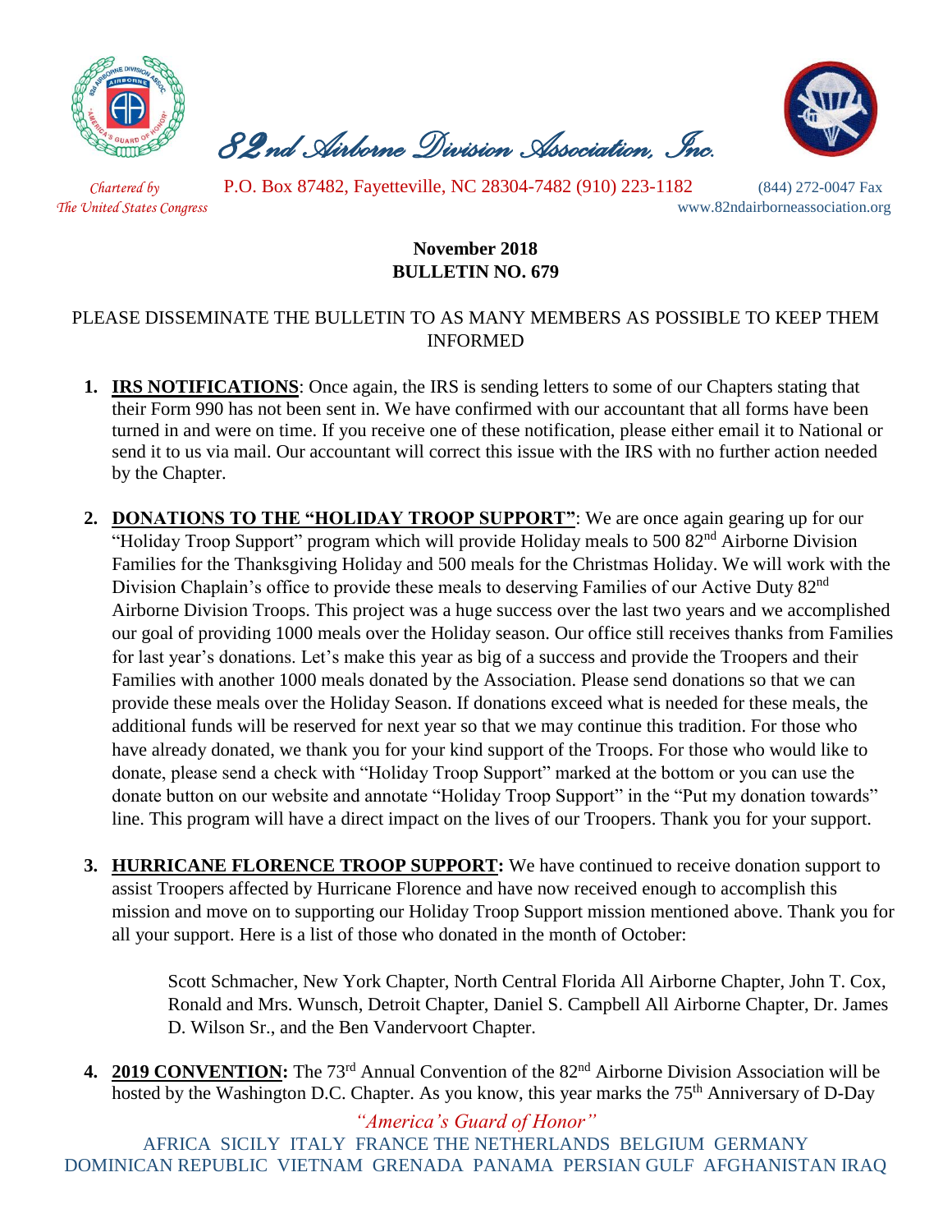# 82nd Airborne Division Association, Inc.

*Chartered by The United States Congress*

P.O. Box 87482, Fayetteville, NC 28304-7482 (910) 223-1182 (844) 272-0047 Fax

www.82ndairborneassociation.org

**November 2018**
**BULLETIN NO. 679**

PLEASE DISSEMINATE THE BULLETIN TO AS MANY MEMBERS AS POSSIBLE TO KEEP THEM INFORMED

1. **IRS NOTIFICATIONS**: Once again, the IRS is sending letters to some of our Chapters stating that their Form 990 has not been sent in. We have confirmed with our accountant that all forms have been turned in and were on time. If you receive one of these notification, please either email it to National or send it to us via mail. Our accountant will correct this issue with the IRS with no further action needed by the Chapter.

2. **DONATIONS TO THE "HOLIDAY TROOP SUPPORT"**: We are once again gearing up for our "Holiday Troop Support" program which will provide Holiday meals to 500 82nd Airborne Division Families for the Thanksgiving Holiday and 500 meals for the Christmas Holiday. We will work with the Division Chaplain's office to provide these meals to deserving Families of our Active Duty 82nd Airborne Division Troops. This project was a huge success over the last two years and we accomplished our goal of providing 1000 meals over the Holiday season. Our office still receives thanks from Families for last year's donations. Let's make this year as big of a success and provide the Troopers and their Families with another 1000 meals donated by the Association. Please send donations so that we can provide these meals over the Holiday Season. If donations exceed what is needed for these meals, the additional funds will be reserved for next year so that we may continue this tradition. For those who have already donated, we thank you for your kind support of the Troops. For those who would like to donate, please send a check with "Holiday Troop Support" marked at the bottom or you can use the donate button on our website and annotate "Holiday Troop Support" in the "Put my donation towards" line. This program will have a direct impact on the lives of our Troopers. Thank you for your support.

3. **HURRICANE FLORENCE TROOP SUPPORT:** We have continued to receive donation support to assist Troopers affected by Hurricane Florence and have now received enough to accomplish this mission and move on to supporting our Holiday Troop Support mission mentioned above. Thank you for all your support. Here is a list of those who donated in the month of October:

   Scott Schmacher, New York Chapter, North Central Florida All Airborne Chapter, John T. Cox, Ronald and Mrs. Wunsch, Detroit Chapter, Daniel S. Campbell All Airborne Chapter, Dr. James D. Wilson Sr., and the Ben Vandervoort Chapter.

4. **2019 CONVENTION:** The 73rd Annual Convention of the 82nd Airborne Division Association will be hosted by the Washington D.C. Chapter. As you know, this year marks the 75th Anniversary of D-Day

*"America's Guard of Honor"*

AFRICA SICILY ITALY FRANCE THE NETHERLANDS BELGIUM GERMANY DOMINICAN REPUBLIC VIETNAM GRENADA PANAMA PERSIAN GULF AFGHANISTAN IRAQ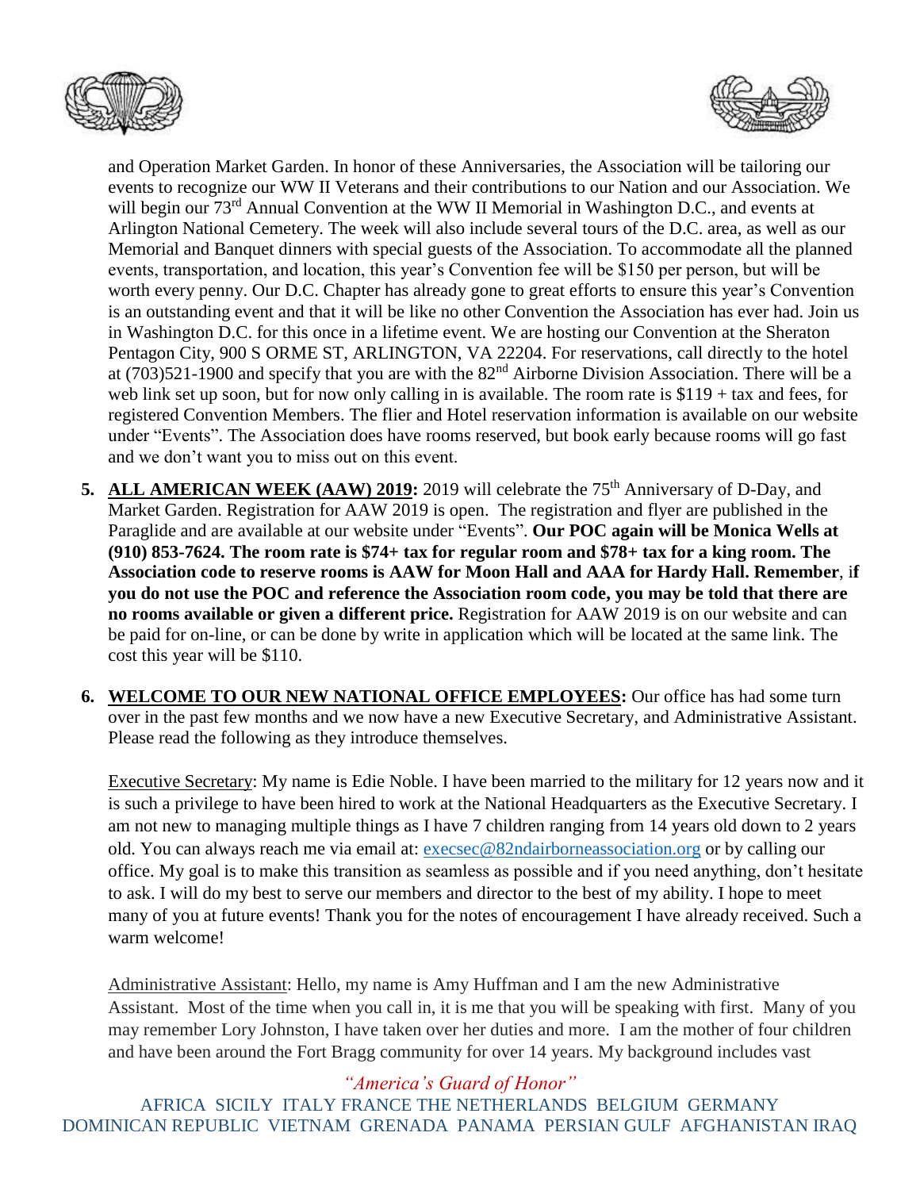and Operation Market Garden. In honor of these Anniversaries, the Association will be tailoring our events to recognize our WW II Veterans and their contributions to our Nation and our Association. We will begin our 73rd Annual Convention at the WW II Memorial in Washington D.C., and events at Arlington National Cemetery. The week will also include several tours of the D.C. area, as well as our Memorial and Banquet dinners with special guests of the Association. To accommodate all the planned events, transportation, and location, this year's Convention fee will be $150 per person, but will be worth every penny. Our D.C. Chapter has already gone to great efforts to ensure this year's Convention is an outstanding event and that it will be like no other Convention the Association has ever had. Join us in Washington D.C. for this once in a lifetime event. We are hosting our Convention at the Sheraton Pentagon City, 900 S ORME ST, ARLINGTON, VA 22204. For reservations, call directly to the hotel at (703)521-1900 and specify that you are with the 82nd Airborne Division Association. There will be a web link set up soon, but for now only calling in is available. The room rate is $119 + tax and fees, for registered Convention Members. The flier and Hotel reservation information is available on our website under "Events". The Association does have rooms reserved, but book early because rooms will go fast and we don't want you to miss out on this event.

5. **ALL AMERICAN WEEK (AAW) 2019:** 2019 will celebrate the 75th Anniversary of D-Day, and Market Garden. Registration for AAW 2019 is open. The registration and flyer are published in the Paraglide and are available at our website under "Events". **Our POC again will be Monica Wells at (910) 853-7624. The room rate is $74+ tax for regular room and $78+ tax for a king room. The Association code to reserve rooms is AAW for Moon Hall and AAA for Hardy Hall. Remember**, **if you do not use the POC and reference the Association room code, you may be told that there are no rooms available or given a different price.** Registration for AAW 2019 is on our website and can be paid for on-line, or can be done by write in application which will be located at the same link. The cost this year will be $110.

6. **WELCOME TO OUR NEW NATIONAL OFFICE EMPLOYEES:** Our office has had some turn over in the past few months and we now have a new Executive Secretary, and Administrative Assistant. Please read the following as they introduce themselves.

   Executive Secretary: My name is Edie Noble. I have been married to the military for 12 years now and it is such a privilege to have been hired to work at the National Headquarters as the Executive Secretary. I am not new to managing multiple things as I have 7 children ranging from 14 years old down to 2 years old. You can always reach me via email at: execsec@82ndairborneassociation.org or by calling our office. My goal is to make this transition as seamless as possible and if you need anything, don't hesitate to ask. I will do my best to serve our members and director to the best of my ability. I hope to meet many of you at future events! Thank you for the notes of encouragement I have already received. Such a warm welcome!

   Administrative Assistant: Hello, my name is Amy Huffman and I am the new Administrative Assistant. Most of the time when you call in, it is me that you will be speaking with first. Many of you may remember Lory Johnston, I have taken over her duties and more. I am the mother of four children and have been around the Fort Bragg community for over 14 years. My background includes vast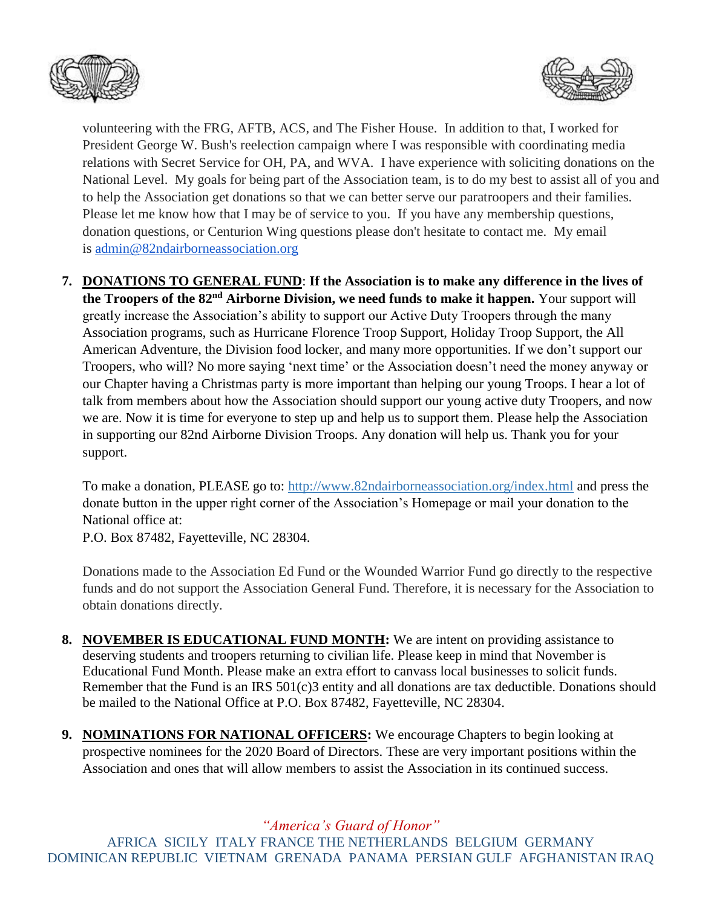volunteering with the FRG, AFTB, ACS, and The Fisher House. In addition to that, I worked for President George W. Bush's reelection campaign where I was responsible with coordinating media relations with Secret Service for OH, PA, and WVA. I have experience with soliciting donations on the National Level. My goals for being part of the Association team, is to do my best to assist all of you and to help the Association get donations so that we can better serve our paratroopers and their families. Please let me know how that I may be of service to you. If you have any membership questions, donation questions, or Centurion Wing questions please don't hesitate to contact me. My email is [admin@82ndairborneassociation.org](mailto:admin@82ndairborneassociation.org)

7. **DONATIONS TO GENERAL FUND**: **If the Association is to make any difference in the lives of the Troopers of the 82nd Airborne Division, we need funds to make it happen.** Your support will greatly increase the Association's ability to support our Active Duty Troopers through the many Association programs, such as Hurricane Florence Troop Support, Holiday Troop Support, the All American Adventure, the Division food locker, and many more opportunities. If we don't support our Troopers, who will? No more saying 'next time' or the Association doesn't need the money anyway or our Chapter having a Christmas party is more important than helping our young Troops. I hear a lot of talk from members about how the Association should support our young active duty Troopers, and now we are. Now it is time for everyone to step up and help us to support them. Please help the Association in supporting our 82nd Airborne Division Troops. Any donation will help us. Thank you for your support.

   To make a donation, PLEASE go to: [http://www.82ndairborneassociation.org/index.html](http://www.82ndairborneassociation.org/index.html) and press the donate button in the upper right corner of the Association's Homepage or mail your donation to the National office at:
   P.O. Box 87482, Fayetteville, NC 28304.

   Donations made to the Association Ed Fund or the Wounded Warrior Fund go directly to the respective funds and do not support the Association General Fund. Therefore, it is necessary for the Association to obtain donations directly.

8. **NOVEMBER IS EDUCATIONAL FUND MONTH:** We are intent on providing assistance to deserving students and troopers returning to civilian life. Please keep in mind that November is Educational Fund Month. Please make an extra effort to canvass local businesses to solicit funds. Remember that the Fund is an IRS 501(c)3 entity and all donations are tax deductible. Donations should be mailed to the National Office at P.O. Box 87482, Fayetteville, NC 28304.

9. **NOMINATIONS FOR NATIONAL OFFICERS:** We encourage Chapters to begin looking at prospective nominees for the 2020 Board of Directors. These are very important positions within the Association and ones that will allow members to assist the Association in its continued success.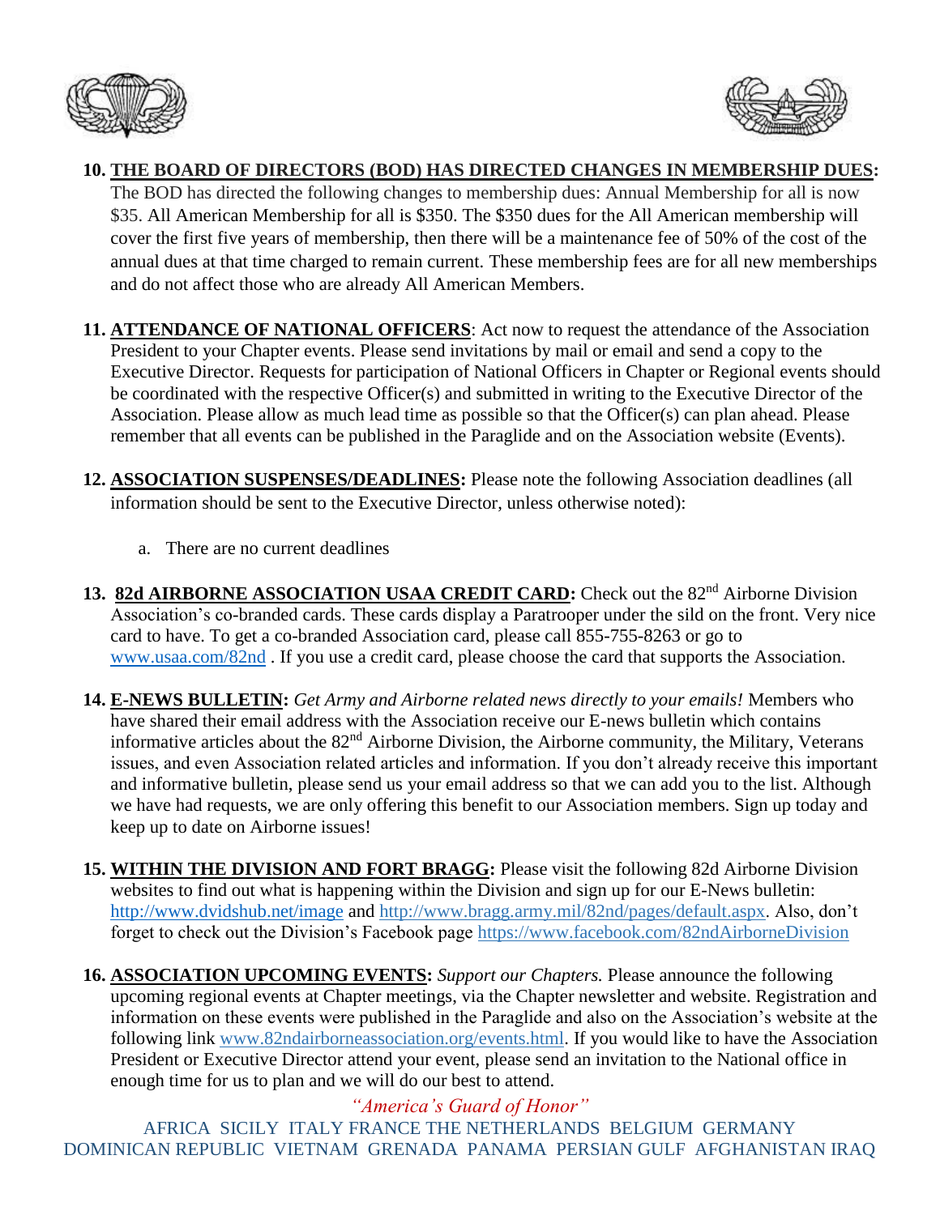10. **THE BOARD OF DIRECTORS (BOD) HAS DIRECTED CHANGES IN MEMBERSHIP DUES:** The BOD has directed the following changes to membership dues: Annual Membership for all is now $35. All American Membership for all is $350. The $350 dues for the All American membership will cover the first five years of membership, then there will be a maintenance fee of 50% of the cost of the annual dues at that time charged to remain current. These membership fees are for all new memberships and do not affect those who are already All American Members.

11. **ATTENDANCE OF NATIONAL OFFICERS**: Act now to request the attendance of the Association President to your Chapter events. Please send invitations by mail or email and send a copy to the Executive Director. Requests for participation of National Officers in Chapter or Regional events should be coordinated with the respective Officer(s) and submitted in writing to the Executive Director of the Association. Please allow as much lead time as possible so that the Officer(s) can plan ahead. Please remember that all events can be published in the Paraglide and on the Association website (Events).

12. **ASSOCIATION SUSPENSES/DEADLINES:** Please note the following Association deadlines (all information should be sent to the Executive Director, unless otherwise noted):

    a. There are no current deadlines

13. **82d AIRBORNE ASSOCIATION USAA CREDIT CARD:** Check out the 82nd Airborne Division Association's co-branded cards. These cards display a Paratrooper under the sild on the front. Very nice card to have. To get a co-branded Association card, please call 855-755-8263 or go to www.usaa.com/82nd . If you use a credit card, please choose the card that supports the Association.

14. **E-NEWS BULLETIN:** *Get Army and Airborne related news directly to your emails!* Members who have shared their email address with the Association receive our E-news bulletin which contains informative articles about the 82nd Airborne Division, the Airborne community, the Military, Veterans issues, and even Association related articles and information. If you don't already receive this important and informative bulletin, please send us your email address so that we can add you to the list. Although we have had requests, we are only offering this benefit to our Association members. Sign up today and keep up to date on Airborne issues!

15. **WITHIN THE DIVISION AND FORT BRAGG:** Please visit the following 82d Airborne Division websites to find out what is happening within the Division and sign up for our E-News bulletin: http://www.dvidshub.net/image and http://www.bragg.army.mil/82nd/pages/default.aspx. Also, don't forget to check out the Division's Facebook page https://www.facebook.com/82ndAirborneDivision

16. **ASSOCIATION UPCOMING EVENTS:** *Support our Chapters.* Please announce the following upcoming regional events at Chapter meetings, via the Chapter newsletter and website. Registration and information on these events were published in the Paraglide and also on the Association's website at the following link www.82ndairborneassociation.org/events.html. If you would like to have the Association President or Executive Director attend your event, please send an invitation to the National office in enough time for us to plan and we will do our best to attend.

*"America's Guard of Honor"*

AFRICA SICILY ITALY FRANCE THE NETHERLANDS BELGIUM GERMANY DOMINICAN REPUBLIC VIETNAM GRENADA PANAMA PERSIAN GULF AFGHANISTAN IRAQ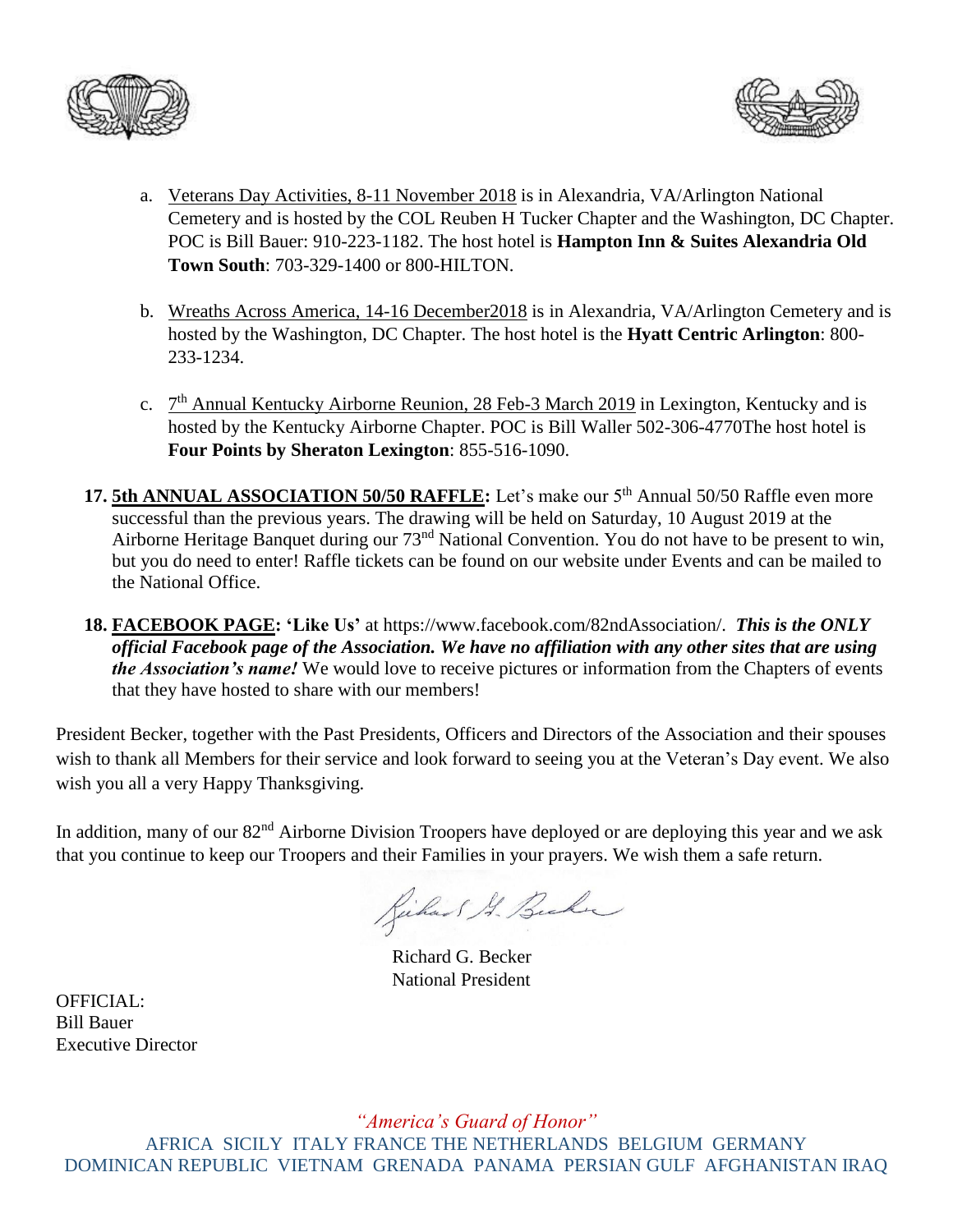a. Veterans Day Activities, 8-11 November 2018 is in Alexandria, VA/Arlington National Cemetery and is hosted by the COL Reuben H Tucker Chapter and the Washington, DC Chapter. POC is Bill Bauer: 910-223-1182. The host hotel is **Hampton Inn & Suites Alexandria Old Town South**: 703-329-1400 or 800-HILTON.

b. Wreaths Across America, 14-16 December2018 is in Alexandria, VA/Arlington Cemetery and is hosted by the Washington, DC Chapter. The host hotel is the **Hyatt Centric Arlington**: 800-233-1234.

c. 7th Annual Kentucky Airborne Reunion, 28 Feb-3 March 2019 in Lexington, Kentucky and is hosted by the Kentucky Airborne Chapter. POC is Bill Waller 502-306-4770The host hotel is **Four Points by Sheraton Lexington**: 855-516-1090.

17. **5th ANNUAL ASSOCIATION 50/50 RAFFLE:** Let's make our 5th Annual 50/50 Raffle even more successful than the previous years. The drawing will be held on Saturday, 10 August 2019 at the Airborne Heritage Banquet during our 73nd National Convention. You do not have to be present to win, but you do need to enter! Raffle tickets can be found on our website under Events and can be mailed to the National Office.

18. **FACEBOOK PAGE: 'Like Us'** at https://www.facebook.com/82ndAssociation/. ***This is the ONLY official Facebook page of the Association. We have no affiliation with any other sites that are using the Association's name!*** We would love to receive pictures or information from the Chapters of events that they have hosted to share with our members!

President Becker, together with the Past Presidents, Officers and Directors of the Association and their spouses wish to thank all Members for their service and look forward to seeing you at the Veteran's Day event. We also wish you all a very Happy Thanksgiving.

In addition, many of our 82nd Airborne Division Troopers have deployed or are deploying this year and we ask that you continue to keep our Troopers and their Families in your prayers. We wish them a safe return.

Richard G. Becker
National President

OFFICIAL:
Bill Bauer
Executive Director

*"America's Guard of Honor"*

AFRICA SICILY ITALY FRANCE THE NETHERLANDS BELGIUM GERMANY DOMINICAN REPUBLIC VIETNAM GRENADA PANAMA PERSIAN GULF AFGHANISTAN IRAQ